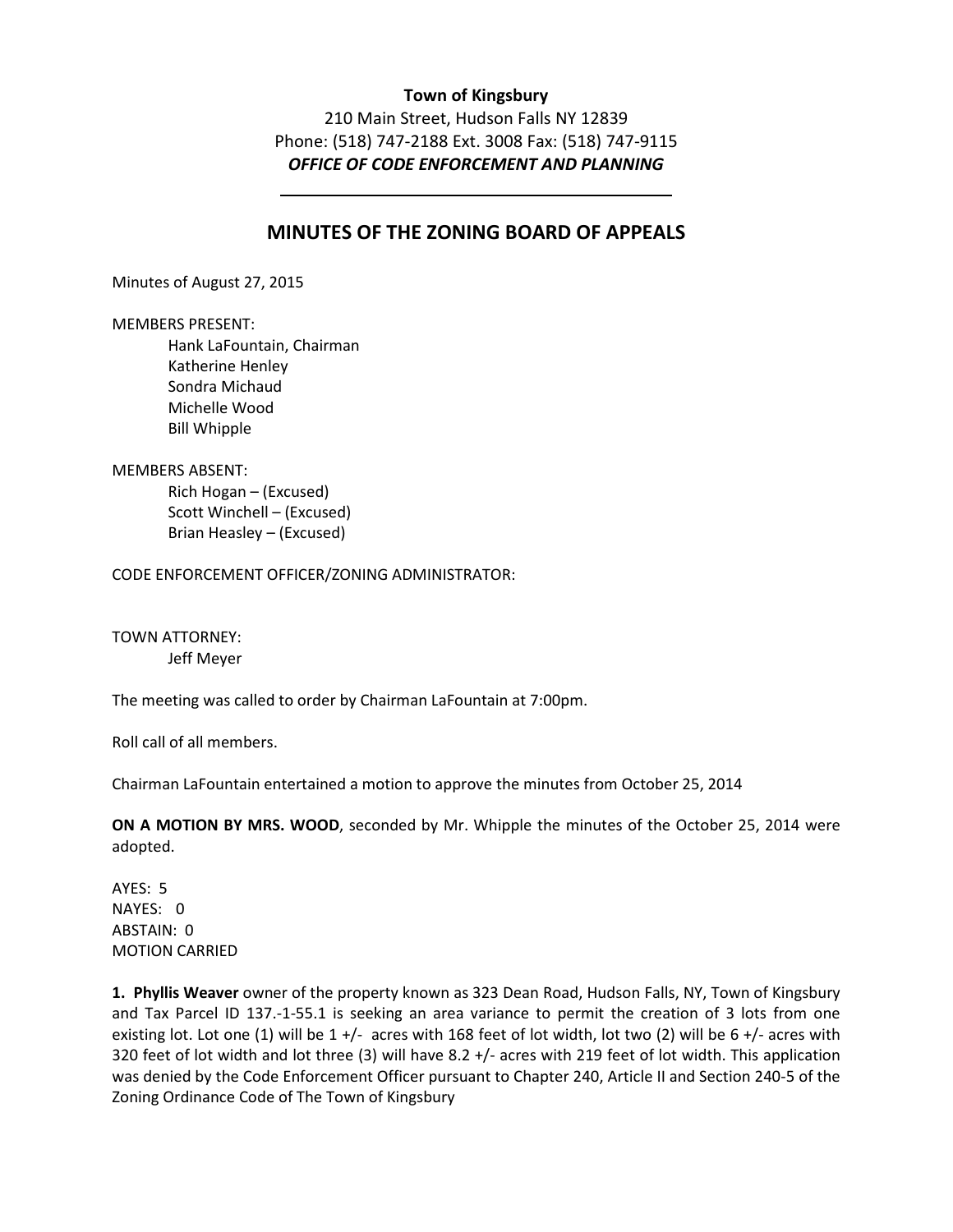**Town of Kingsbury**

210 Main Street, Hudson Falls NY 12839

Phone: (518) 747-2188 Ext. 3008 Fax: (518) 747-9115

***OFFICE OF CODE ENFORCEMENT AND PLANNING***

---

## MINUTES OF THE ZONING BOARD OF APPEALS

Minutes of August 27, 2015

MEMBERS PRESENT:

Hank LaFountain, Chairman
Katherine Henley
Sondra Michaud
Michelle Wood
Bill Whipple

MEMBERS ABSENT:

Rich Hogan – (Excused)
Scott Winchell – (Excused)
Brian Heasley – (Excused)

CODE ENFORCEMENT OFFICER/ZONING ADMINISTRATOR:

TOWN ATTORNEY:

Jeff Meyer

The meeting was called to order by Chairman LaFountain at 7:00pm.

Roll call of all members.

Chairman LaFountain entertained a motion to approve the minutes from October 25, 2014

**ON A MOTION BY MRS. WOOD**, seconded by Mr. Whipple the minutes of the October 25, 2014 were adopted.

AYES: 5
NAYES: 0
ABSTAIN: 0
MOTION CARRIED

**1. Phyllis Weaver** owner of the property known as 323 Dean Road, Hudson Falls, NY, Town of Kingsbury and Tax Parcel ID 137.-1-55.1 is seeking an area variance to permit the creation of 3 lots from one existing lot. Lot one (1) will be 1 +/- acres with 168 feet of lot width, lot two (2) will be 6 +/- acres with 320 feet of lot width and lot three (3) will have 8.2 +/- acres with 219 feet of lot width. This application was denied by the Code Enforcement Officer pursuant to Chapter 240, Article II and Section 240-5 of the Zoning Ordinance Code of The Town of Kingsbury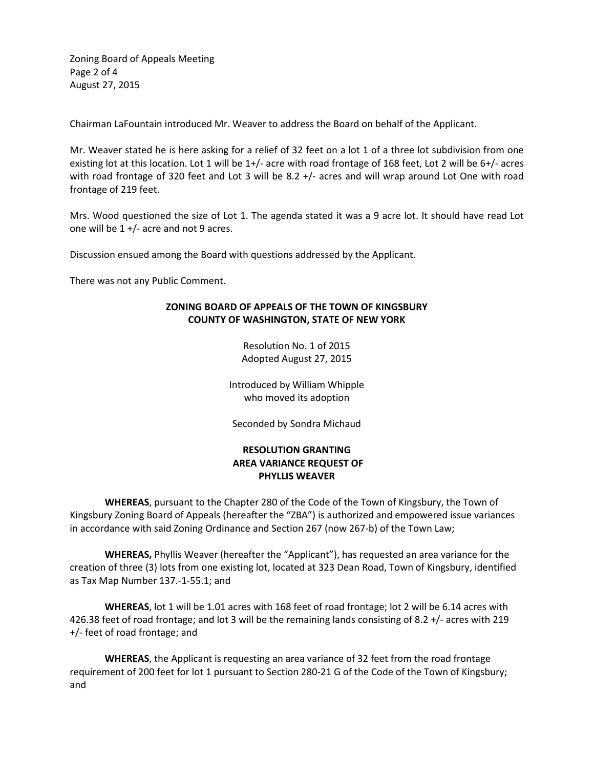Chairman LaFountain introduced Mr. Weaver to address the Board on behalf of the Applicant.

Mr. Weaver stated he is here asking for a relief of 32 feet on a lot 1 of a three lot subdivision from one existing lot at this location. Lot 1 will be 1+/- acre with road frontage of 168 feet, Lot 2 will be 6+/- acres with road frontage of 320 feet and Lot 3 will be 8.2 +/- acres and will wrap around Lot One with road frontage of 219 feet.

Mrs. Wood questioned the size of Lot 1. The agenda stated it was a 9 acre lot. It should have read Lot one will be 1 +/- acre and not 9 acres.

Discussion ensued among the Board with questions addressed by the Applicant.

There was not any Public Comment.

**ZONING BOARD OF APPEALS OF THE TOWN OF KINGSBURY**
**COUNTY OF WASHINGTON, STATE OF NEW YORK**

Resolution No. 1 of 2015
Adopted August 27, 2015

Introduced by William Whipple
who moved its adoption

Seconded by Sondra Michaud

**RESOLUTION GRANTING**
**AREA VARIANCE REQUEST OF**
**PHYLLIS WEAVER**

**WHEREAS**, pursuant to the Chapter 280 of the Code of the Town of Kingsbury, the Town of Kingsbury Zoning Board of Appeals (hereafter the "ZBA") is authorized and empowered issue variances in accordance with said Zoning Ordinance and Section 267 (now 267-b) of the Town Law;

**WHEREAS,** Phyllis Weaver (hereafter the "Applicant"), has requested an area variance for the creation of three (3) lots from one existing lot, located at 323 Dean Road, Town of Kingsbury, identified as Tax Map Number 137.-1-55.1; and

**WHEREAS**, lot 1 will be 1.01 acres with 168 feet of road frontage; lot 2 will be 6.14 acres with 426.38 feet of road frontage; and lot 3 will be the remaining lands consisting of 8.2 +/- acres with 219 +/- feet of road frontage; and

**WHEREAS**, the Applicant is requesting an area variance of 32 feet from the road frontage requirement of 200 feet for lot 1 pursuant to Section 280-21 G of the Code of the Town of Kingsbury; and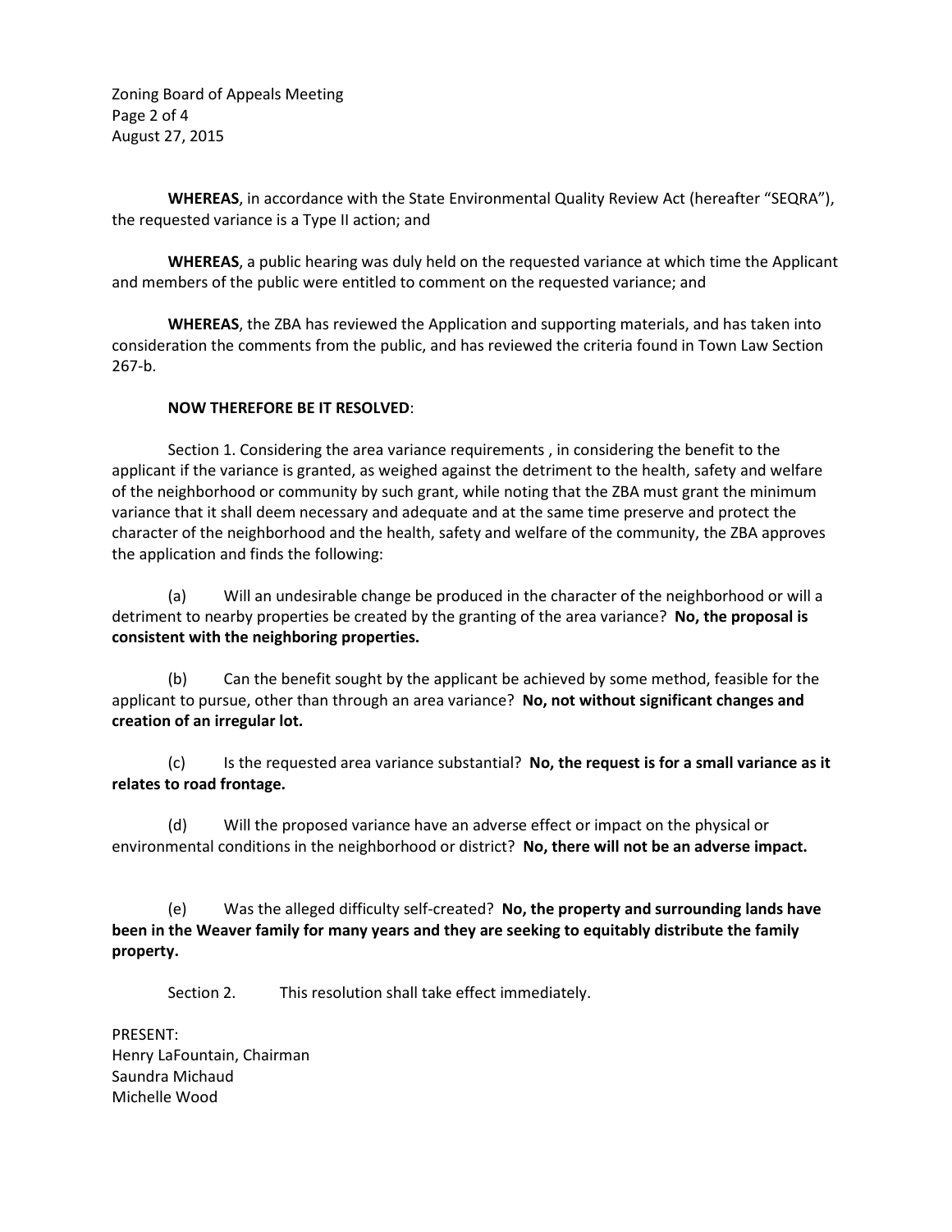**WHEREAS**, in accordance with the State Environmental Quality Review Act (hereafter "SEQRA"), the requested variance is a Type II action; and

**WHEREAS**, a public hearing was duly held on the requested variance at which time the Applicant and members of the public were entitled to comment on the requested variance; and

**WHEREAS**, the ZBA has reviewed the Application and supporting materials, and has taken into consideration the comments from the public, and has reviewed the criteria found in Town Law Section 267-b.

**NOW THEREFORE BE IT RESOLVED**:

Section 1. Considering the area variance requirements , in considering the benefit to the applicant if the variance is granted, as weighed against the detriment to the health, safety and welfare of the neighborhood or community by such grant, while noting that the ZBA must grant the minimum variance that it shall deem necessary and adequate and at the same time preserve and protect the character of the neighborhood and the health, safety and welfare of the community, the ZBA approves the application and finds the following:

(a) Will an undesirable change be produced in the character of the neighborhood or will a detriment to nearby properties be created by the granting of the area variance? **No, the proposal is consistent with the neighboring properties.**

(b) Can the benefit sought by the applicant be achieved by some method, feasible for the applicant to pursue, other than through an area variance? **No, not without significant changes and creation of an irregular lot.**

(c) Is the requested area variance substantial? **No, the request is for a small variance as it relates to road frontage.**

(d) Will the proposed variance have an adverse effect or impact on the physical or environmental conditions in the neighborhood or district? **No, there will not be an adverse impact.**

(e) Was the alleged difficulty self-created? **No, the property and surrounding lands have been in the Weaver family for many years and they are seeking to equitably distribute the family property.**

Section 2. This resolution shall take effect immediately.

PRESENT:
Henry LaFountain, Chairman
Saundra Michaud
Michelle Wood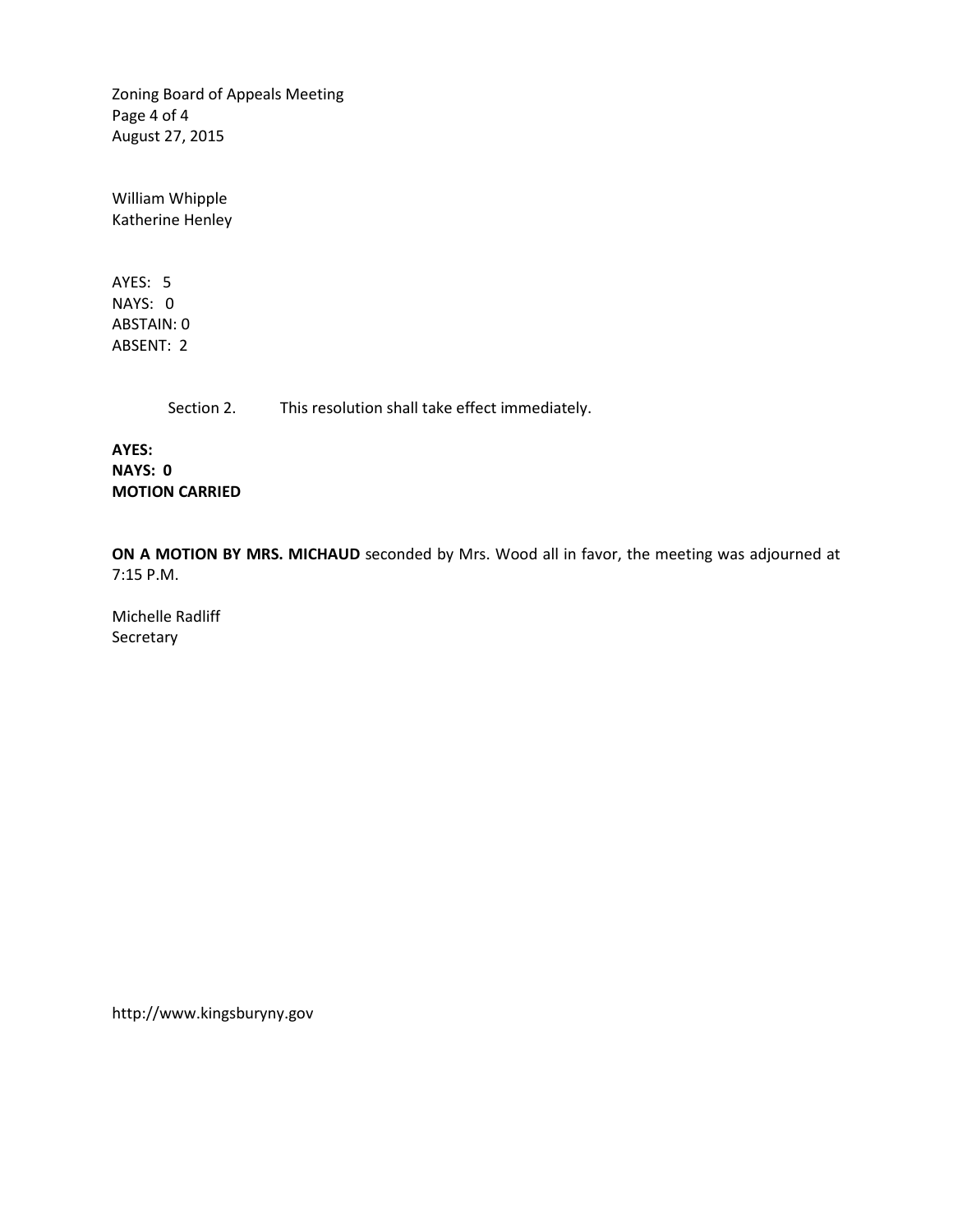William Whipple
Katherine Henley

AYES: 5
NAYS: 0
ABSTAIN: 0
ABSENT: 2

Section 2. This resolution shall take effect immediately.

**AYES:**
**NAYS: 0**
**MOTION CARRIED**

**ON A MOTION BY MRS. MICHAUD** seconded by Mrs. Wood all in favor, the meeting was adjourned at 7:15 P.M.

Michelle Radliff
Secretary